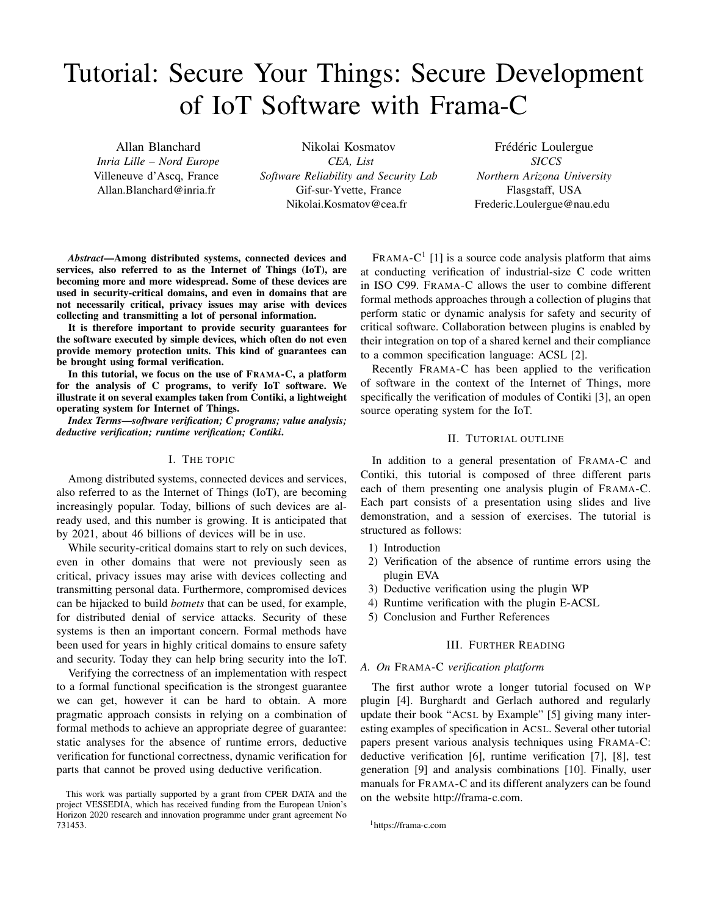# Tutorial: Secure Your Things: Secure Development of IoT Software with Frama-C

Allan Blanchard
*Inria Lille – Nord Europe*
Villeneuve d'Ascq, France
Allan.Blanchard@inria.fr

Nikolai Kosmatov
*CEA, List*
*Software Reliability and Security Lab*
Gif-sur-Yvette, France
Nikolai.Kosmatov@cea.fr

Frédéric Loulergue
*SICCS*
*Northern Arizona University*
Flagstaff, USA
Frederic.Loulergue@nau.edu

***Abstract*—Among distributed systems, connected devices and services, also referred to as the Internet of Things (IoT), are becoming more and more widespread. Some of these devices are used in security-critical domains, and even in domains that are not necessarily critical, privacy issues may arise with devices collecting and transmitting a lot of personal information.**

**It is therefore important to provide security guarantees for the software executed by simple devices, which often do not even provide memory protection units. This kind of guarantees can be brought using formal verification.**

**In this tutorial, we focus on the use of FRAMA-C, a platform for the analysis of C programs, to verify IoT software. We illustrate it on several examples taken from Contiki, a lightweight operating system for Internet of Things.**

***Index Terms*—*software verification; C programs; value analysis; deductive verification; runtime verification; Contiki*.**

## I. The topic

Among distributed systems, connected devices and services, also referred to as the Internet of Things (IoT), are becoming increasingly popular. Today, billions of such devices are already used, and this number is growing. It is anticipated that by 2021, about 46 billions of devices will be in use.

While security-critical domains start to rely on such devices, even in other domains that were not previously seen as critical, privacy issues may arise with devices collecting and transmitting personal data. Furthermore, compromised devices can be hijacked to build *botnets* that can be used, for example, for distributed denial of service attacks. Security of these systems is then an important concern. Formal methods have been used for years in highly critical domains to ensure safety and security. Today they can help bring security into the IoT.

Verifying the correctness of an implementation with respect to a formal functional specification is the strongest guarantee we can get, however it can be hard to obtain. A more pragmatic approach consists in relying on a combination of formal methods to achieve an appropriate degree of guarantee: static analyses for the absence of runtime errors, deductive verification for functional correctness, dynamic verification for parts that cannot be proved using deductive verification.

This work was partially supported by a grant from CPER DATA and the project VESSEDIA, which has received funding from the European Union's Horizon 2020 research and innovation programme under grant agreement No 731453.

FRAMA-C[1] [1] is a source code analysis platform that aims at conducting verification of industrial-size C code written in ISO C99. FRAMA-C allows the user to combine different formal methods approaches through a collection of plugins that perform static or dynamic analysis for safety and security of critical software. Collaboration between plugins is enabled by their integration on top of a shared kernel and their compliance to a common specification language: ACSL [2].

Recently FRAMA-C has been applied to the verification of software in the context of the Internet of Things, more specifically the verification of modules of Contiki [3], an open source operating system for the IoT.

## II. Tutorial outline

In addition to a general presentation of FRAMA-C and Contiki, this tutorial is composed of three different parts each of them presenting one analysis plugin of FRAMA-C. Each part consists of a presentation using slides and live demonstration, and a session of exercises. The tutorial is structured as follows:

1) Introduction
2) Verification of the absence of runtime errors using the plugin EVA
3) Deductive verification using the plugin WP
4) Runtime verification with the plugin E-ACSL
5) Conclusion and Further References

## III. Further Reading

### A. *On* FRAMA-C *verification platform*

The first author wrote a longer tutorial focused on WP plugin [4]. Burghardt and Gerlach authored and regularly update their book "ACSL by Example" [5] giving many interesting examples of specification in ACSL. Several other tutorial papers present various analysis techniques using FRAMA-C: deductive verification [6], runtime verification [7], [8], test generation [9] and analysis combinations [10]. Finally, user manuals for FRAMA-C and its different analyzers can be found on the website http://frama-c.com.

[1] https://frama-c.com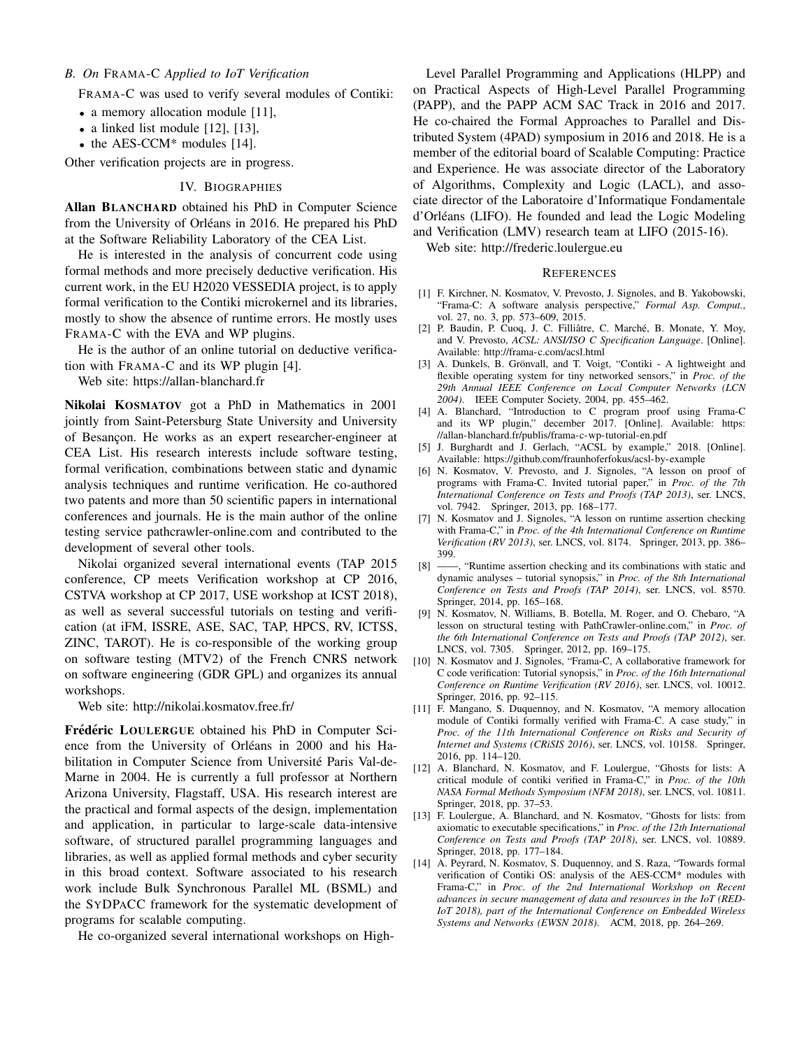### B. On Frama-C Applied to IoT Verification

Frama-C was used to verify several modules of Contiki:

- a memory allocation module [11],
- a linked list module [12], [13],
- the AES-CCM* modules [14].

Other verification projects are in progress.

## IV. Biographies

**Allan Blanchard** obtained his PhD in Computer Science from the University of Orléans in 2016. He prepared his PhD at the Software Reliability Laboratory of the CEA List.

He is interested in the analysis of concurrent code using formal methods and more precisely deductive verification. His current work, in the EU H2020 VESSEDIA project, is to apply formal verification to the Contiki microkernel and its libraries, mostly to show the absence of runtime errors. He mostly uses Frama-C with the EVA and WP plugins.

He is the author of an online tutorial on deductive verification with Frama-C and its WP plugin [4].

Web site: https://allan-blanchard.fr

**Nikolai Kosmatov** got a PhD in Mathematics in 2001 jointly from Saint-Petersburg State University and University of Besançon. He works as an expert researcher-engineer at CEA List. His research interests include software testing, formal verification, combinations between static and dynamic analysis techniques and runtime verification. He co-authored two patents and more than 50 scientific papers in international conferences and journals. He is the main author of the online testing service pathcrawler-online.com and contributed to the development of several other tools.

Nikolai organized several international events (TAP 2015 conference, CP meets Verification workshop at CP 2016, CSTVA workshop at CP 2017, USE workshop at ICST 2018), as well as several successful tutorials on testing and verification (at iFM, ISSRE, ASE, SAC, TAP, HPCS, RV, ICTSS, ZINC, TAROT). He is co-responsible of the working group on software testing (MTV2) of the French CNRS network on software engineering (GDR GPL) and organizes its annual workshops.

Web site: http://nikolai.kosmatov.free.fr/

**Frédéric Loulergue** obtained his PhD in Computer Science from the University of Orléans in 2000 and his Habilitation in Computer Science from Université Paris Val-de-Marne in 2004. He is currently a full professor at Northern Arizona University, Flagstaff, USA. His research interest are the practical and formal aspects of the design, implementation and application, in particular to large-scale data-intensive software, of structured parallel programming languages and libraries, as well as applied formal methods and cyber security in this broad context. Software associated to his research work include Bulk Synchronous Parallel ML (BSML) and the SyDPaCC framework for the systematic development of programs for scalable computing.

He co-organized several international workshops on High-Level Parallel Programming and Applications (HLPP) and on Practical Aspects of High-Level Parallel Programming (PAPP), and the PAPP ACM SAC Track in 2016 and 2017. He co-chaired the Formal Approaches to Parallel and Distributed System (4PAD) symposium in 2016 and 2018. He is a member of the editorial board of Scalable Computing: Practice and Experience. He was associate director of the Laboratory of Algorithms, Complexity and Logic (LACL), and associate director of the Laboratoire d'Informatique Fondamentale d'Orléans (LIFO). He founded and lead the Logic Modeling and Verification (LMV) research team at LIFO (2015-16).

Web site: http://frederic.loulergue.eu

## References

[1] F. Kirchner, N. Kosmatov, V. Prevosto, J. Signoles, and B. Yakobowski, "Frama-C: A software analysis perspective," *Formal Asp. Comput.*, vol. 27, no. 3, pp. 573–609, 2015.

[2] P. Baudin, P. Cuoq, J. C. Filliâtre, C. Marché, B. Monate, Y. Moy, and V. Prevosto, *ACSL: ANSI/ISO C Specification Language*. [Online]. Available: http://frama-c.com/acsl.html

[3] A. Dunkels, B. Grönvall, and T. Voigt, "Contiki - A lightweight and flexible operating system for tiny networked sensors," in *Proc. of the 29th Annual IEEE Conference on Local Computer Networks (LCN 2004)*. IEEE Computer Society, 2004, pp. 455–462.

[4] A. Blanchard, "Introduction to C program proof using Frama-C and its WP plugin," december 2017. [Online]. Available: https://allan-blanchard.fr/publis/frama-c-wp-tutorial-en.pdf

[5] J. Burghardt and J. Gerlach, "ACSL by example," 2018. [Online]. Available: https://github.com/fraunhoferfokus/acsl-by-example

[6] N. Kosmatov, V. Prevosto, and J. Signoles, "A lesson on proof of programs with Frama-C. Invited tutorial paper," in *Proc. of the 7th International Conference on Tests and Proofs (TAP 2013)*, ser. LNCS, vol. 7942. Springer, 2013, pp. 168–177.

[7] N. Kosmatov and J. Signoles, "A lesson on runtime assertion checking with Frama-C," in *Proc. of the 4th International Conference on Runtime Verification (RV 2013)*, ser. LNCS, vol. 8174. Springer, 2013, pp. 386–399.

[8] ——, "Runtime assertion checking and its combinations with static and dynamic analyses – tutorial synopsis," in *Proc. of the 8th International Conference on Tests and Proofs (TAP 2014)*, ser. LNCS, vol. 8570. Springer, 2014, pp. 165–168.

[9] N. Kosmatov, N. Williams, B. Botella, M. Roger, and O. Chebaro, "A lesson on structural testing with PathCrawler-online.com," in *Proc. of the 6th International Conference on Tests and Proofs (TAP 2012)*, ser. LNCS, vol. 7305. Springer, 2012, pp. 169–175.

[10] N. Kosmatov and J. Signoles, "Frama-C, A collaborative framework for C code verification: Tutorial synopsis," in *Proc. of the 16th International Conference on Runtime Verification (RV 2016)*, ser. LNCS, vol. 10012. Springer, 2016, pp. 92–115.

[11] F. Mangano, S. Duquennoy, and N. Kosmatov, "A memory allocation module of Contiki formally verified with Frama-C. A case study," in *Proc. of the 11th International Conference on Risks and Security of Internet and Systems (CRiSIS 2016)*, ser. LNCS, vol. 10158. Springer, 2016, pp. 114–120.

[12] A. Blanchard, N. Kosmatov, and F. Loulergue, "Ghosts for lists: A critical module of contiki verified in Frama-C," in *Proc. of the 10th NASA Formal Methods Symposium (NFM 2018)*, ser. LNCS, vol. 10811. Springer, 2018, pp. 37–53.

[13] F. Loulergue, A. Blanchard, and N. Kosmatov, "Ghosts for lists: from axiomatic to executable specifications," in *Proc. of the 12th International Conference on Tests and Proofs (TAP 2018)*, ser. LNCS, vol. 10889. Springer, 2018, pp. 177–184.

[14] A. Peyrard, N. Kosmatov, S. Duquennoy, and S. Raza, "Towards formal verification of Contiki OS: analysis of the AES-CCM* modules with Frama-C," in *Proc. of the 2nd International Workshop on Recent advances in secure management of data and resources in the IoT (RED-IoT 2018), part of the International Conference on Embedded Wireless Systems and Networks (EWSN 2018)*. ACM, 2018, pp. 264–269.